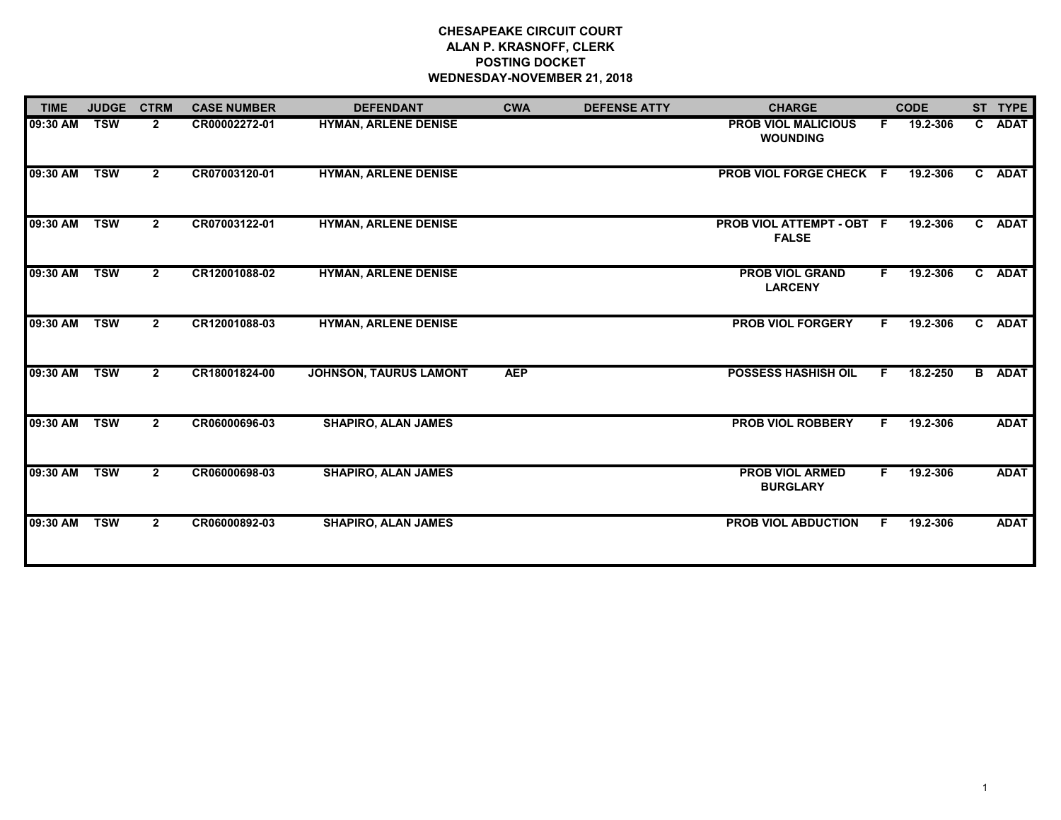**CHESAPEAKE CIRCUIT COURT**
**ALAN P. KRASNOFF, CLERK**
**POSTING DOCKET**
**WEDNESDAY-NOVEMBER 21, 2018**

| TIME | JUDGE | CTRM | CASE NUMBER | DEFENDANT | CWA | DEFENSE ATTY | CHARGE | | CODE | ST | TYPE |
|---|---|---|---|---|---|---|---|---|---|---|---|
| 09:30 AM | TSW | 2 | CR00002272-01 | HYMAN, ARLENE DENISE | | | PROB VIOL MALICIOUS WOUNDING | F | 19.2-306 | C | ADAT |
| 09:30 AM | TSW | 2 | CR07003120-01 | HYMAN, ARLENE DENISE | | | PROB VIOL FORGE CHECK | F | 19.2-306 | C | ADAT |
| 09:30 AM | TSW | 2 | CR07003122-01 | HYMAN, ARLENE DENISE | | | PROB VIOL ATTEMPT - OBT FALSE | F | 19.2-306 | C | ADAT |
| 09:30 AM | TSW | 2 | CR12001088-02 | HYMAN, ARLENE DENISE | | | PROB VIOL GRAND LARCENY | F | 19.2-306 | C | ADAT |
| 09:30 AM | TSW | 2 | CR12001088-03 | HYMAN, ARLENE DENISE | | | PROB VIOL FORGERY | F | 19.2-306 | C | ADAT |
| 09:30 AM | TSW | 2 | CR18001824-00 | JOHNSON, TAURUS LAMONT | AEP | | POSSESS HASHISH OIL | F | 18.2-250 | B | ADAT |
| 09:30 AM | TSW | 2 | CR06000696-03 | SHAPIRO, ALAN JAMES | | | PROB VIOL ROBBERY | F | 19.2-306 | | ADAT |
| 09:30 AM | TSW | 2 | CR06000698-03 | SHAPIRO, ALAN JAMES | | | PROB VIOL ARMED BURGLARY | F | 19.2-306 | | ADAT |
| 09:30 AM | TSW | 2 | CR06000892-03 | SHAPIRO, ALAN JAMES | | | PROB VIOL ABDUCTION | F | 19.2-306 | | ADAT |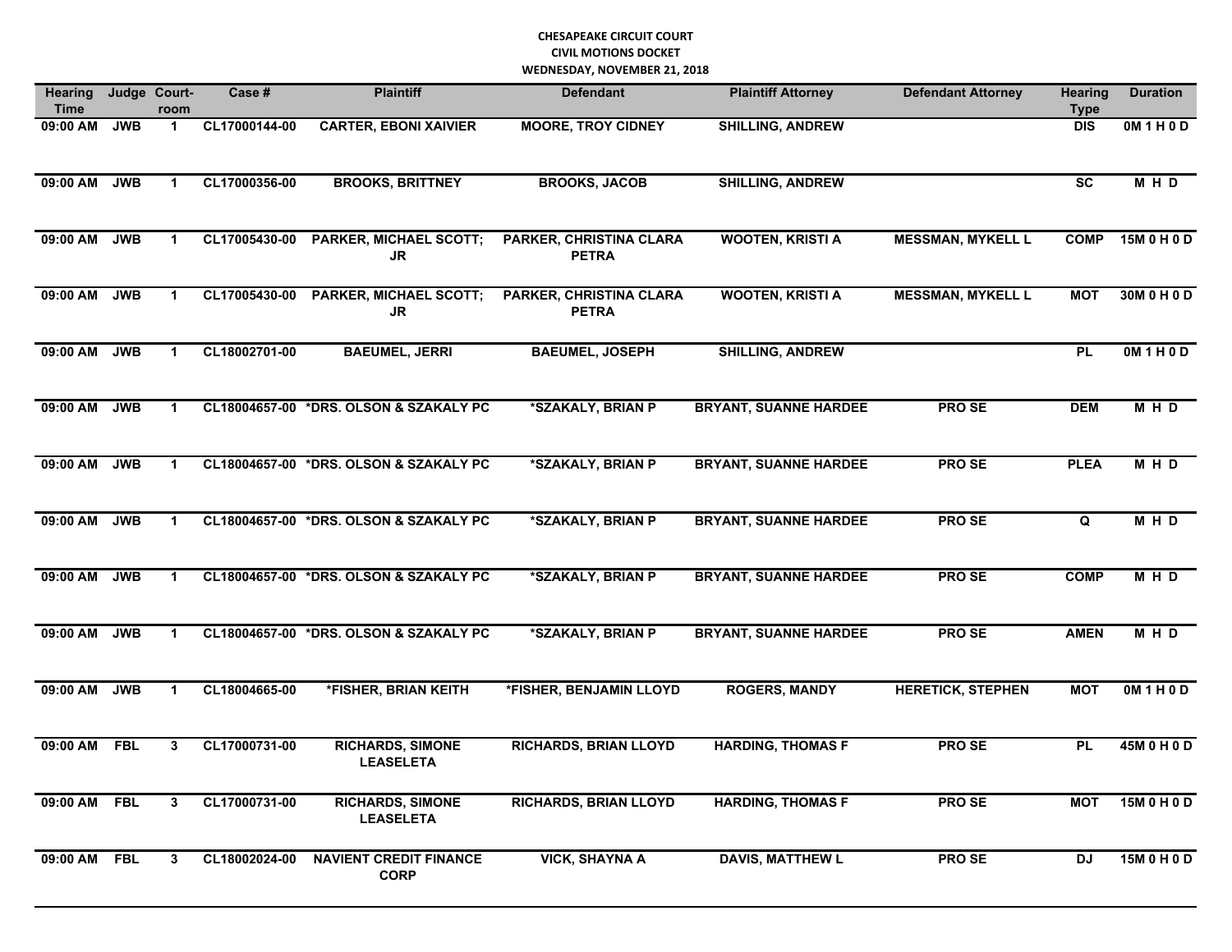**CHESAPEAKE CIRCUIT COURT**
**CIVIL MOTIONS DOCKET**
**WEDNESDAY, NOVEMBER 21, 2018**

| Hearing Time | Judge | Court-room | Case # | Plaintiff | Defendant | Plaintiff Attorney | Defendant Attorney | Hearing Type | Duration |
|---|---|---|---|---|---|---|---|---|---|
| 09:00 AM | JWB | 1 | CL17000144-00 | CARTER, EBONI XAIVIER | MOORE, TROY CIDNEY | SHILLING, ANDREW | | DIS | 0M 1 H 0 D |
| 09:00 AM | JWB | 1 | CL17000356-00 | BROOKS, BRITTNEY | BROOKS, JACOB | SHILLING, ANDREW | | SC | M H D |
| 09:00 AM | JWB | 1 | CL17005430-00 | PARKER, MICHAEL SCOTT; JR | PARKER, CHRISTINA CLARA PETRA | WOOTEN, KRISTI A | MESSMAN, MYKELL L | COMP | 15M 0 H 0 D |
| 09:00 AM | JWB | 1 | CL17005430-00 | PARKER, MICHAEL SCOTT; JR | PARKER, CHRISTINA CLARA PETRA | WOOTEN, KRISTI A | MESSMAN, MYKELL L | MOT | 30M 0 H 0 D |
| 09:00 AM | JWB | 1 | CL18002701-00 | BAEUMEL, JERRI | BAEUMEL, JOSEPH | SHILLING, ANDREW | | PL | 0M 1 H 0 D |
| 09:00 AM | JWB | 1 | CL18004657-00 | *DRS. OLSON & SZAKALY PC | *SZAKALY, BRIAN P | BRYANT, SUANNE HARDEE | PRO SE | DEM | M H D |
| 09:00 AM | JWB | 1 | CL18004657-00 | *DRS. OLSON & SZAKALY PC | *SZAKALY, BRIAN P | BRYANT, SUANNE HARDEE | PRO SE | PLEA | M H D |
| 09:00 AM | JWB | 1 | CL18004657-00 | *DRS. OLSON & SZAKALY PC | *SZAKALY, BRIAN P | BRYANT, SUANNE HARDEE | PRO SE | Q | M H D |
| 09:00 AM | JWB | 1 | CL18004657-00 | *DRS. OLSON & SZAKALY PC | *SZAKALY, BRIAN P | BRYANT, SUANNE HARDEE | PRO SE | COMP | M H D |
| 09:00 AM | JWB | 1 | CL18004657-00 | *DRS. OLSON & SZAKALY PC | *SZAKALY, BRIAN P | BRYANT, SUANNE HARDEE | PRO SE | AMEN | M H D |
| 09:00 AM | JWB | 1 | CL18004665-00 | *FISHER, BRIAN KEITH | *FISHER, BENJAMIN LLOYD | ROGERS, MANDY | HERETICK, STEPHEN | MOT | 0M 1 H 0 D |
| 09:00 AM | FBL | 3 | CL17000731-00 | RICHARDS, SIMONE LEASELETA | RICHARDS, BRIAN LLOYD | HARDING, THOMAS F | PRO SE | PL | 45M 0 H 0 D |
| 09:00 AM | FBL | 3 | CL17000731-00 | RICHARDS, SIMONE LEASELETA | RICHARDS, BRIAN LLOYD | HARDING, THOMAS F | PRO SE | MOT | 15M 0 H 0 D |
| 09:00 AM | FBL | 3 | CL18002024-00 | NAVIENT CREDIT FINANCE CORP | VICK, SHAYNA A | DAVIS, MATTHEW L | PRO SE | DJ | 15M 0 H 0 D |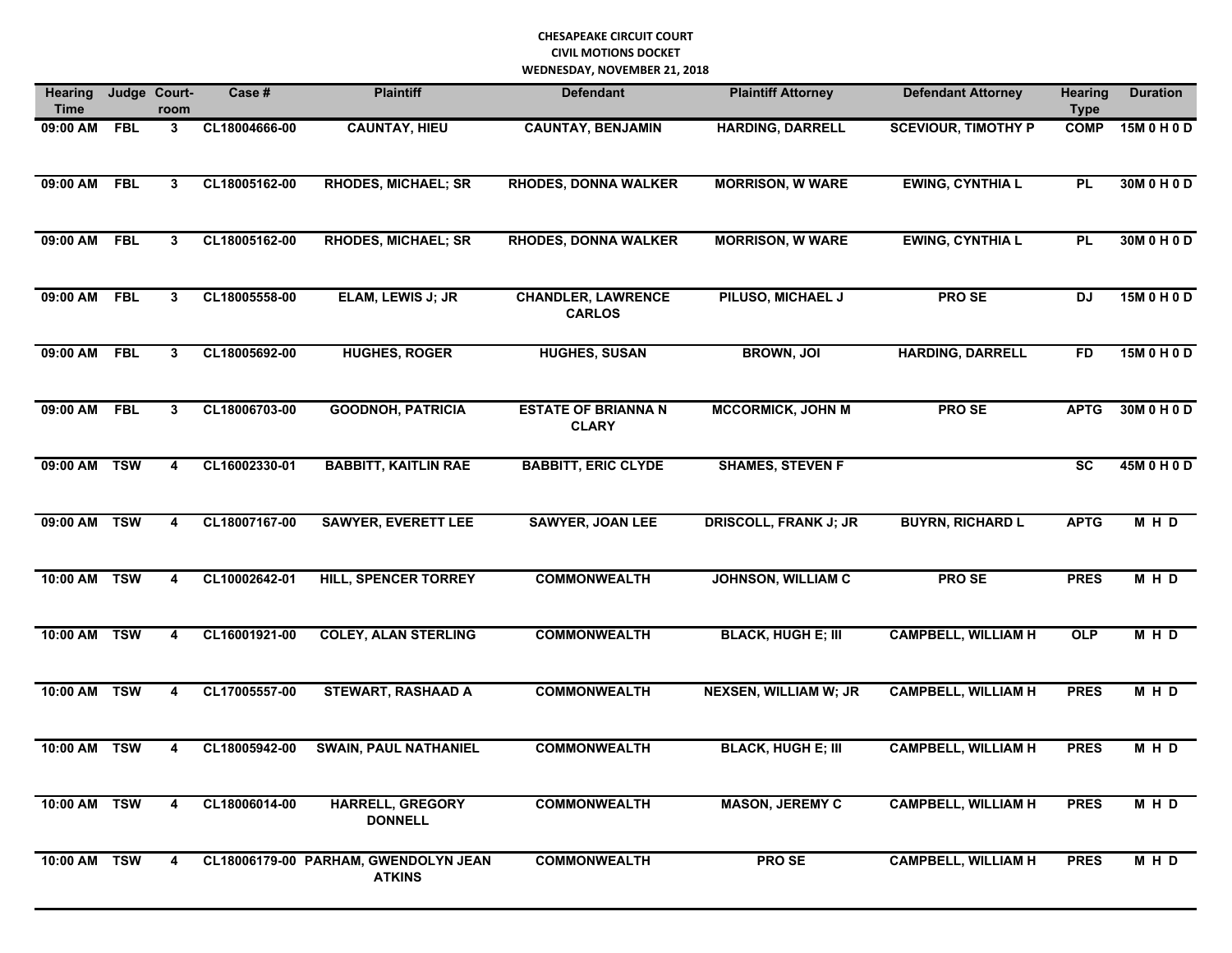**CHESAPEAKE CIRCUIT COURT**
**CIVIL MOTIONS DOCKET**
**WEDNESDAY, NOVEMBER 21, 2018**

| Hearing Time | Judge | Court-room | Case # | Plaintiff | Defendant | Plaintiff Attorney | Defendant Attorney | Hearing Type | Duration |
|---|---|---|---|---|---|---|---|---|---|
| 09:00 AM | FBL | 3 | CL18004666-00 | CAUNTAY, HIEU | CAUNTAY, BENJAMIN | HARDING, DARRELL | SCEVIOUR, TIMOTHY P | COMP | 15M 0 H 0 D |
| 09:00 AM | FBL | 3 | CL18005162-00 | RHODES, MICHAEL; SR | RHODES, DONNA WALKER | MORRISON, W WARE | EWING, CYNTHIA L | PL | 30M 0 H 0 D |
| 09:00 AM | FBL | 3 | CL18005162-00 | RHODES, MICHAEL; SR | RHODES, DONNA WALKER | MORRISON, W WARE | EWING, CYNTHIA L | PL | 30M 0 H 0 D |
| 09:00 AM | FBL | 3 | CL18005558-00 | ELAM, LEWIS J; JR | CHANDLER, LAWRENCE CARLOS | PILUSO, MICHAEL J | PRO SE | DJ | 15M 0 H 0 D |
| 09:00 AM | FBL | 3 | CL18005692-00 | HUGHES, ROGER | HUGHES, SUSAN | BROWN, JOI | HARDING, DARRELL | FD | 15M 0 H 0 D |
| 09:00 AM | FBL | 3 | CL18006703-00 | GOODNOH, PATRICIA | ESTATE OF BRIANNA N CLARY | MCCORMICK, JOHN M | PRO SE | APTG | 30M 0 H 0 D |
| 09:00 AM | TSW | 4 | CL16002330-01 | BABBITT, KAITLIN RAE | BABBITT, ERIC CLYDE | SHAMES, STEVEN F | | SC | 45M 0 H 0 D |
| 09:00 AM | TSW | 4 | CL18007167-00 | SAWYER, EVERETT LEE | SAWYER, JOAN LEE | DRISCOLL, FRANK J; JR | BUYRN, RICHARD L | APTG | M H D |
| 10:00 AM | TSW | 4 | CL10002642-01 | HILL, SPENCER TORREY | COMMONWEALTH | JOHNSON, WILLIAM C | PRO SE | PRES | M H D |
| 10:00 AM | TSW | 4 | CL16001921-00 | COLEY, ALAN STERLING | COMMONWEALTH | BLACK, HUGH E; III | CAMPBELL, WILLIAM H | OLP | M H D |
| 10:00 AM | TSW | 4 | CL17005557-00 | STEWART, RASHAAD A | COMMONWEALTH | NEXSEN, WILLIAM W; JR | CAMPBELL, WILLIAM H | PRES | M H D |
| 10:00 AM | TSW | 4 | CL18005942-00 | SWAIN, PAUL NATHANIEL | COMMONWEALTH | BLACK, HUGH E; III | CAMPBELL, WILLIAM H | PRES | M H D |
| 10:00 AM | TSW | 4 | CL18006014-00 | HARRELL, GREGORY DONNELL | COMMONWEALTH | MASON, JEREMY C | CAMPBELL, WILLIAM H | PRES | M H D |
| 10:00 AM | TSW | 4 | CL18006179-00 | PARHAM, GWENDOLYN JEAN ATKINS | COMMONWEALTH | PRO SE | CAMPBELL, WILLIAM H | PRES | M H D |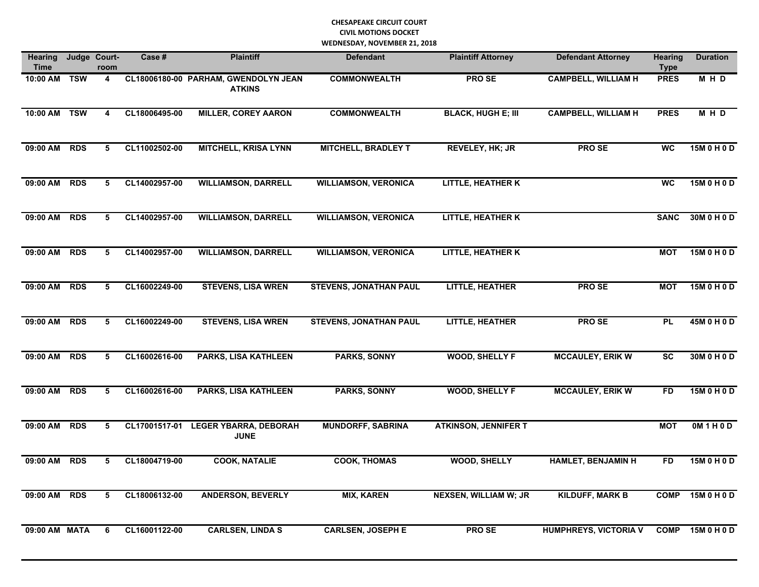**CHESAPEAKE CIRCUIT COURT**
**CIVIL MOTIONS DOCKET**
**WEDNESDAY, NOVEMBER 21, 2018**

| Hearing Time | Judge | Court-room | Case # | Plaintiff | Defendant | Plaintiff Attorney | Defendant Attorney | Hearing Type | Duration |
|---|---|---|---|---|---|---|---|---|---|
| 10:00 AM | TSW | 4 | CL18006180-00 | PARHAM, GWENDOLYN JEAN ATKINS | COMMONWEALTH | PRO SE | CAMPBELL, WILLIAM H | PRES | M H D |
| 10:00 AM | TSW | 4 | CL18006495-00 | MILLER, COREY AARON | COMMONWEALTH | BLACK, HUGH E; III | CAMPBELL, WILLIAM H | PRES | M H D |
| 09:00 AM | RDS | 5 | CL11002502-00 | MITCHELL, KRISA LYNN | MITCHELL, BRADLEY T | REVELEY, HK; JR | PRO SE | WC | 15M 0 H 0 D |
| 09:00 AM | RDS | 5 | CL14002957-00 | WILLIAMSON, DARRELL | WILLIAMSON, VERONICA | LITTLE, HEATHER K | | WC | 15M 0 H 0 D |
| 09:00 AM | RDS | 5 | CL14002957-00 | WILLIAMSON, DARRELL | WILLIAMSON, VERONICA | LITTLE, HEATHER K | | SANC | 30M 0 H 0 D |
| 09:00 AM | RDS | 5 | CL14002957-00 | WILLIAMSON, DARRELL | WILLIAMSON, VERONICA | LITTLE, HEATHER K | | MOT | 15M 0 H 0 D |
| 09:00 AM | RDS | 5 | CL16002249-00 | STEVENS, LISA WREN | STEVENS, JONATHAN PAUL | LITTLE, HEATHER | PRO SE | MOT | 15M 0 H 0 D |
| 09:00 AM | RDS | 5 | CL16002249-00 | STEVENS, LISA WREN | STEVENS, JONATHAN PAUL | LITTLE, HEATHER | PRO SE | PL | 45M 0 H 0 D |
| 09:00 AM | RDS | 5 | CL16002616-00 | PARKS, LISA KATHLEEN | PARKS, SONNY | WOOD, SHELLY F | MCCAULEY, ERIK W | SC | 30M 0 H 0 D |
| 09:00 AM | RDS | 5 | CL16002616-00 | PARKS, LISA KATHLEEN | PARKS, SONNY | WOOD, SHELLY F | MCCAULEY, ERIK W | FD | 15M 0 H 0 D |
| 09:00 AM | RDS | 5 | CL17001517-01 | LEGER YBARRA, DEBORAH JUNE | MUNDORFF, SABRINA | ATKINSON, JENNIFER T | | MOT | 0M 1 H 0 D |
| 09:00 AM | RDS | 5 | CL18004719-00 | COOK, NATALIE | COOK, THOMAS | WOOD, SHELLY | HAMLET, BENJAMIN H | FD | 15M 0 H 0 D |
| 09:00 AM | RDS | 5 | CL18006132-00 | ANDERSON, BEVERLY | MIX, KAREN | NEXSEN, WILLIAM W; JR | KILDUFF, MARK B | COMP | 15M 0 H 0 D |
| 09:00 AM | MATA | 6 | CL16001122-00 | CARLSEN, LINDA S | CARLSEN, JOSEPH E | PRO SE | HUMPHREYS, VICTORIA V | COMP | 15M 0 H 0 D |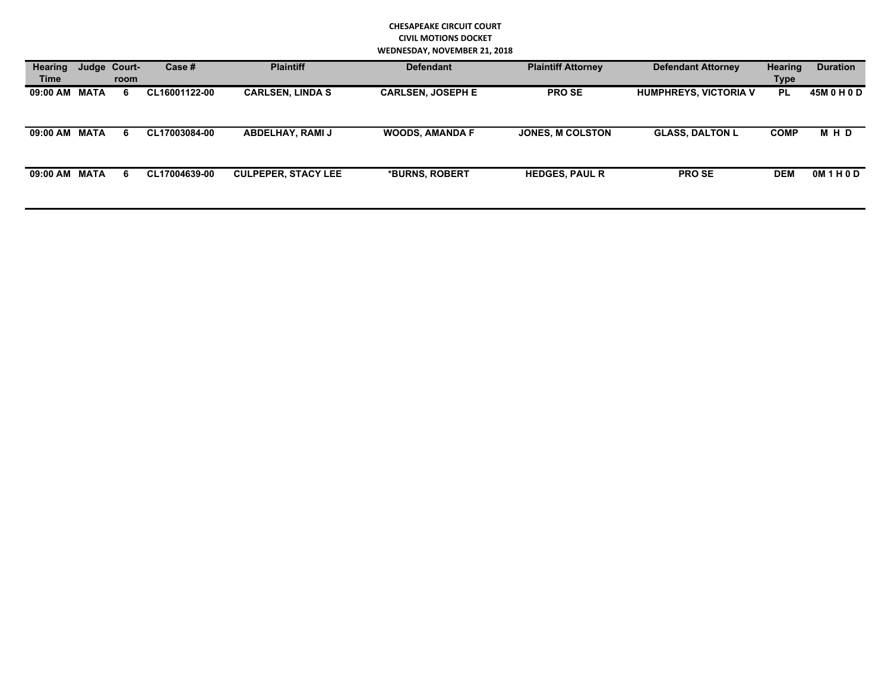**CHESAPEAKE CIRCUIT COURT**
**CIVIL MOTIONS DOCKET**
**WEDNESDAY, NOVEMBER 21, 2018**

| Hearing Time | Judge | Court-room | Case # | Plaintiff | Defendant | Plaintiff Attorney | Defendant Attorney | Hearing Type | Duration |
|---|---|---|---|---|---|---|---|---|---|
| 09:00 AM | MATA | 6 | CL16001122-00 | CARLSEN, LINDA S | CARLSEN, JOSEPH E | PRO SE | HUMPHREYS, VICTORIA V | PL | 45M 0 H 0 D |
| 09:00 AM | MATA | 6 | CL17003084-00 | ABDELHAY, RAMI J | WOODS, AMANDA F | JONES, M COLSTON | GLASS, DALTON L | COMP | M H D |
| 09:00 AM | MATA | 6 | CL17004639-00 | CULPEPER, STACY LEE | *BURNS, ROBERT | HEDGES, PAUL R | PRO SE | DEM | 0M 1 H 0 D |